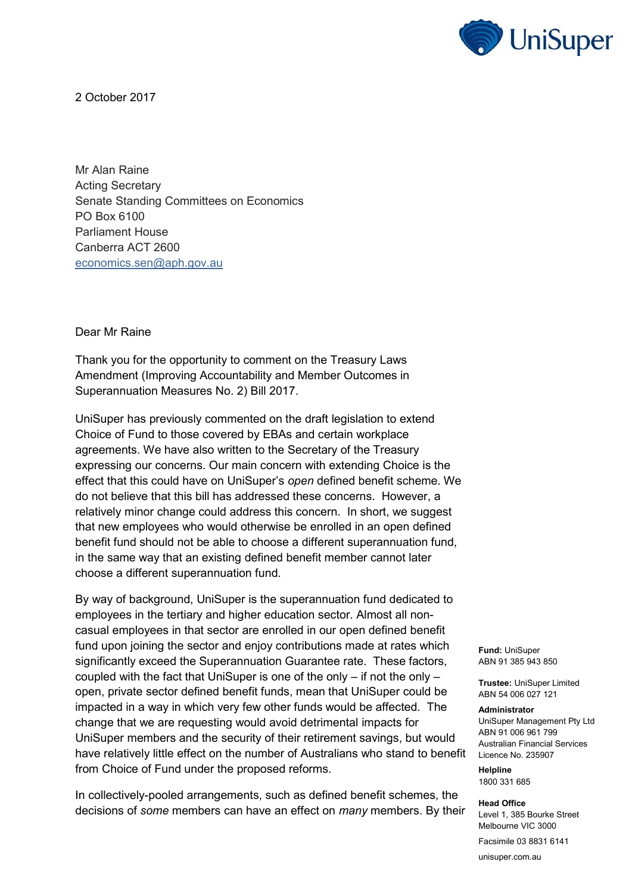UniSuper

2 October 2017

Mr Alan Raine
Acting Secretary
Senate Standing Committees on Economics
PO Box 6100
Parliament House
Canberra ACT 2600
economics.sen@aph.gov.au

Dear Mr Raine

Thank you for the opportunity to comment on the Treasury Laws Amendment (Improving Accountability and Member Outcomes in Superannuation Measures No. 2) Bill 2017.

UniSuper has previously commented on the draft legislation to extend Choice of Fund to those covered by EBAs and certain workplace agreements. We have also written to the Secretary of the Treasury expressing our concerns. Our main concern with extending Choice is the effect that this could have on UniSuper's *open* defined benefit scheme. We do not believe that this bill has addressed these concerns. However, a relatively minor change could address this concern. In short, we suggest that new employees who would otherwise be enrolled in an open defined benefit fund should not be able to choose a different superannuation fund, in the same way that an existing defined benefit member cannot later choose a different superannuation fund.

By way of background, UniSuper is the superannuation fund dedicated to employees in the tertiary and higher education sector. Almost all non-casual employees in that sector are enrolled in our open defined benefit fund upon joining the sector and enjoy contributions made at rates which significantly exceed the Superannuation Guarantee rate. These factors, coupled with the fact that UniSuper is one of the only – if not the only – open, private sector defined benefit funds, mean that UniSuper could be impacted in a way in which very few other funds would be affected. The change that we are requesting would avoid detrimental impacts for UniSuper members and the security of their retirement savings, but would have relatively little effect on the number of Australians who stand to benefit from Choice of Fund under the proposed reforms.

In collectively-pooled arrangements, such as defined benefit schemes, the decisions of *some* members can have an effect on *many* members. By their

**Fund:** UniSuper
ABN 91 385 943 850

**Trustee:** UniSuper Limited
ABN 54 006 027 121

**Administrator**
UniSuper Management Pty Ltd
ABN 91 006 961 799
Australian Financial Services Licence No. 235907

**Helpline**
1800 331 685

**Head Office**
Level 1, 385 Bourke Street
Melbourne VIC 3000

Facsimile 03 8831 6141

unisuper.com.au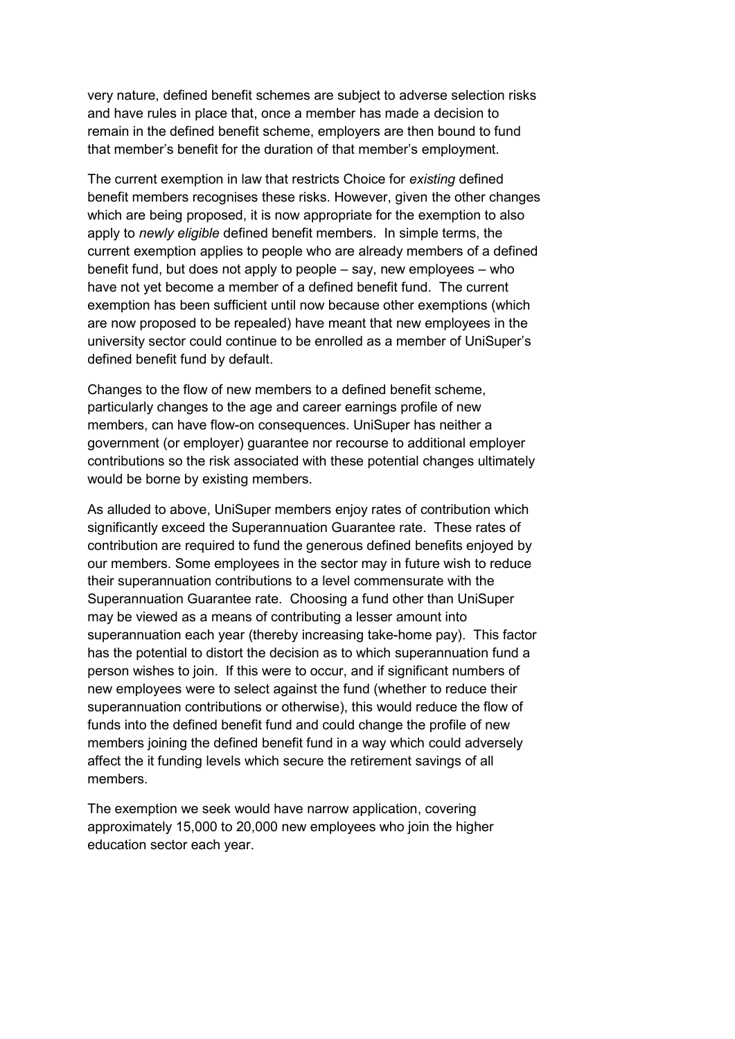very nature, defined benefit schemes are subject to adverse selection risks and have rules in place that, once a member has made a decision to remain in the defined benefit scheme, employers are then bound to fund that member's benefit for the duration of that member's employment.

The current exemption in law that restricts Choice for *existing* defined benefit members recognises these risks. However, given the other changes which are being proposed, it is now appropriate for the exemption to also apply to *newly eligible* defined benefit members. In simple terms, the current exemption applies to people who are already members of a defined benefit fund, but does not apply to people – say, new employees – who have not yet become a member of a defined benefit fund. The current exemption has been sufficient until now because other exemptions (which are now proposed to be repealed) have meant that new employees in the university sector could continue to be enrolled as a member of UniSuper's defined benefit fund by default.

Changes to the flow of new members to a defined benefit scheme, particularly changes to the age and career earnings profile of new members, can have flow-on consequences. UniSuper has neither a government (or employer) guarantee nor recourse to additional employer contributions so the risk associated with these potential changes ultimately would be borne by existing members.

As alluded to above, UniSuper members enjoy rates of contribution which significantly exceed the Superannuation Guarantee rate. These rates of contribution are required to fund the generous defined benefits enjoyed by our members. Some employees in the sector may in future wish to reduce their superannuation contributions to a level commensurate with the Superannuation Guarantee rate. Choosing a fund other than UniSuper may be viewed as a means of contributing a lesser amount into superannuation each year (thereby increasing take-home pay). This factor has the potential to distort the decision as to which superannuation fund a person wishes to join. If this were to occur, and if significant numbers of new employees were to select against the fund (whether to reduce their superannuation contributions or otherwise), this would reduce the flow of funds into the defined benefit fund and could change the profile of new members joining the defined benefit fund in a way which could adversely affect the it funding levels which secure the retirement savings of all members.

The exemption we seek would have narrow application, covering approximately 15,000 to 20,000 new employees who join the higher education sector each year.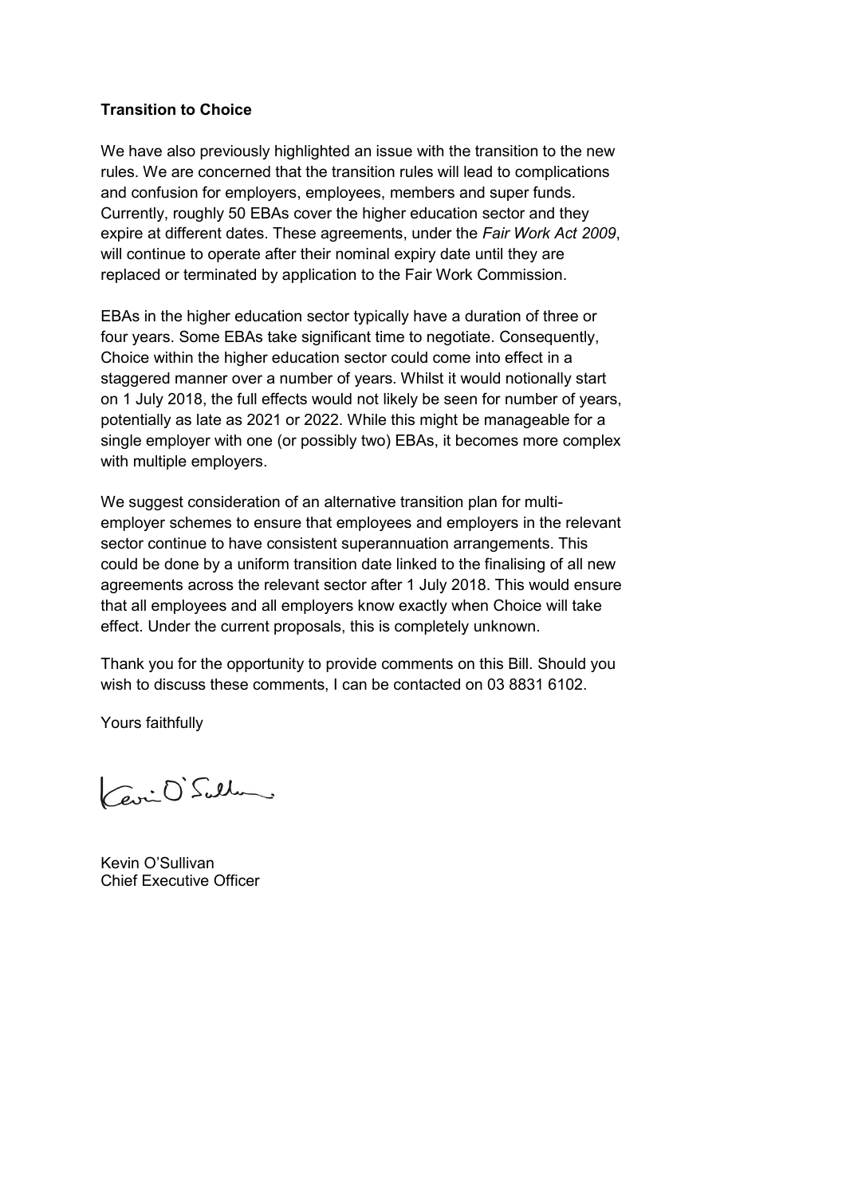**Transition to Choice**

We have also previously highlighted an issue with the transition to the new rules. We are concerned that the transition rules will lead to complications and confusion for employers, employees, members and super funds. Currently, roughly 50 EBAs cover the higher education sector and they expire at different dates. These agreements, under the *Fair Work Act 2009*, will continue to operate after their nominal expiry date until they are replaced or terminated by application to the Fair Work Commission.

EBAs in the higher education sector typically have a duration of three or four years. Some EBAs take significant time to negotiate. Consequently, Choice within the higher education sector could come into effect in a staggered manner over a number of years. Whilst it would notionally start on 1 July 2018, the full effects would not likely be seen for number of years, potentially as late as 2021 or 2022. While this might be manageable for a single employer with one (or possibly two) EBAs, it becomes more complex with multiple employers.

We suggest consideration of an alternative transition plan for multi-employer schemes to ensure that employees and employers in the relevant sector continue to have consistent superannuation arrangements. This could be done by a uniform transition date linked to the finalising of all new agreements across the relevant sector after 1 July 2018. This would ensure that all employees and all employers know exactly when Choice will take effect. Under the current proposals, this is completely unknown.

Thank you for the opportunity to provide comments on this Bill. Should you wish to discuss these comments, I can be contacted on 03 8831 6102.

Yours faithfully

Kevin O'Sullivan
Chief Executive Officer